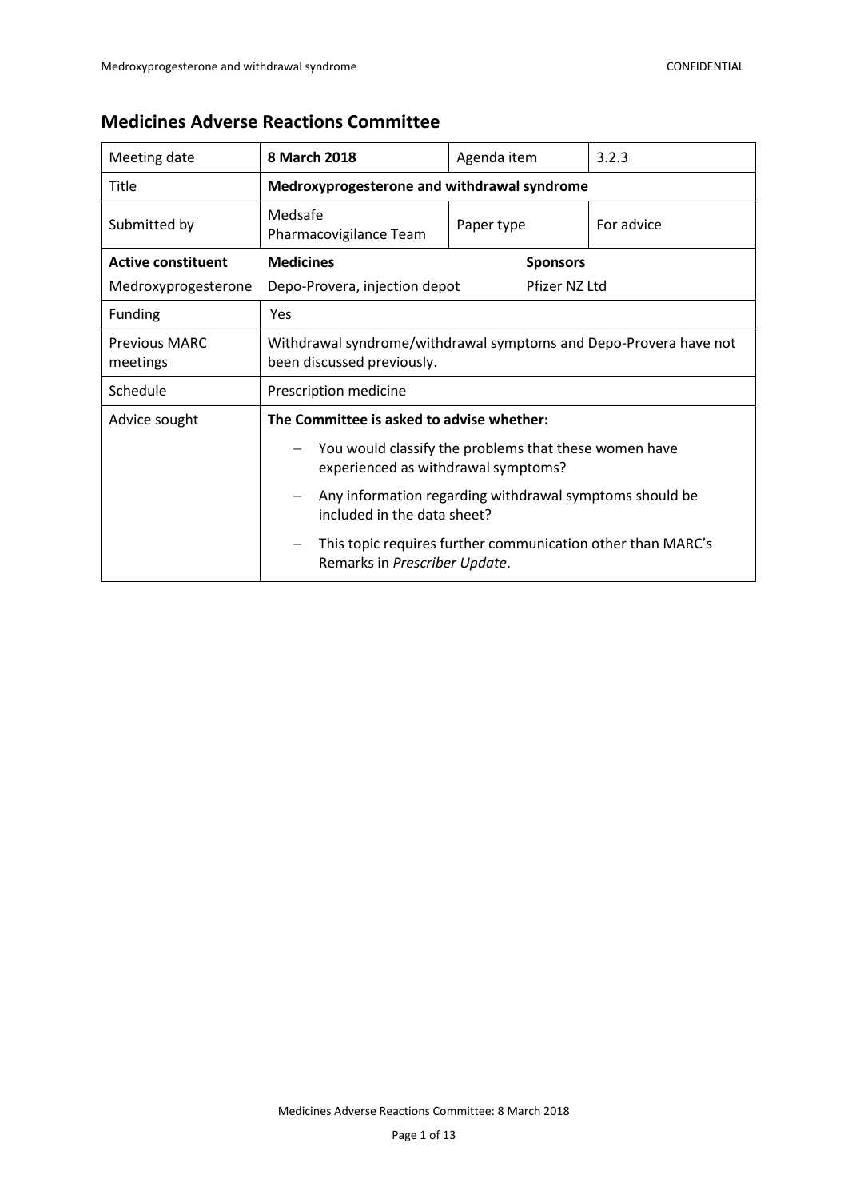## Medicines Adverse Reactions Committee

| Meeting date | **8 March 2018** | Agenda item | 3.2.3 |
|---|---|---|---|
| Title | **Medroxyprogesterone and withdrawal syndrome** | | |
| Submitted by | Medsafe Pharmacovigilance Team | Paper type | For advice |
| **Active constituent** | **Medicines** | **Sponsors** | |
| Medroxyprogesterone | Depo-Provera, injection depot | Pfizer NZ Ltd | |
| Funding | Yes | | |
| Previous MARC meetings | Withdrawal syndrome/withdrawal symptoms and Depo-Provera have not been discussed previously. | | |
| Schedule | Prescription medicine | | |
| Advice sought | **The Committee is asked to advise whether:**<br>– You would classify the problems that these women have experienced as withdrawal symptoms?<br>– Any information regarding withdrawal symptoms should be included in the data sheet?<br>– This topic requires further communication other than MARC's Remarks in *Prescriber Update*. | | |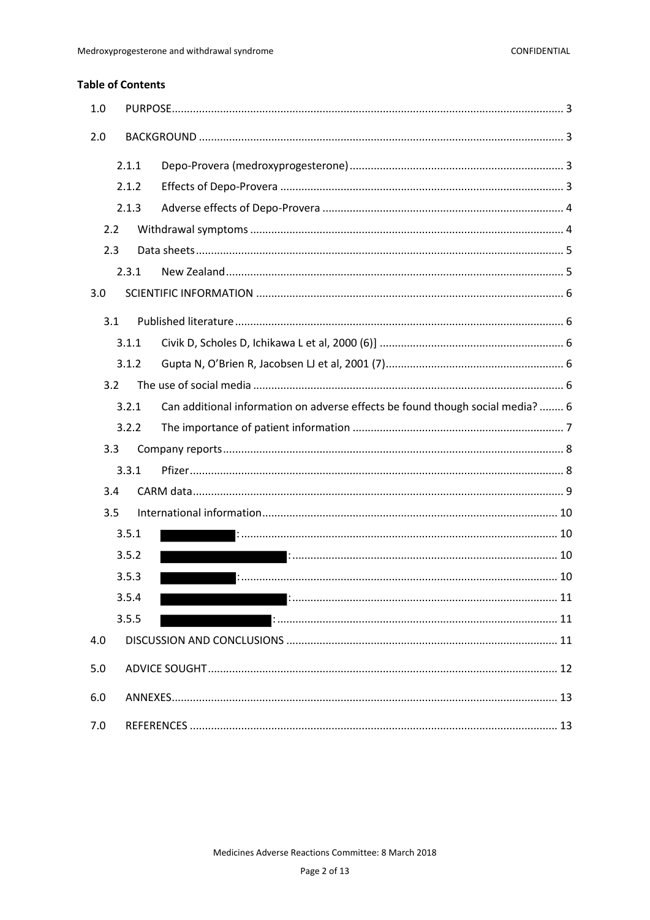**Table of Contents**

| | | |
|---|---|---|
| 1.0 | PURPOSE | 3 |
| 2.0 | BACKGROUND | 3 |
| 2.1.1 | Depo-Provera (medroxyprogesterone) | 3 |
| 2.1.2 | Effects of Depo-Provera | 3 |
| 2.1.3 | Adverse effects of Depo-Provera | 4 |
| 2.2 | Withdrawal symptoms | 4 |
| 2.3 | Data sheets | 5 |
| 2.3.1 | New Zealand | 5 |
| 3.0 | SCIENTIFIC INFORMATION | 6 |
| 3.1 | Published literature | 6 |
| 3.1.1 | Civik D, Scholes D, Ichikawa L et al, 2000 (6)] | 6 |
| 3.1.2 | Gupta N, O'Brien R, Jacobsen LJ et al, 2001 (7) | 6 |
| 3.2 | The use of social media | 6 |
| 3.2.1 | Can additional information on adverse effects be found though social media? | 6 |
| 3.2.2 | The importance of patient information | 7 |
| 3.3 | Company reports | 8 |
| 3.3.1 | Pfizer | 8 |
| 3.4 | CARM data | 9 |
| 3.5 | International information | 10 |
| 3.5.1 | [redacted]: | 10 |
| 3.5.2 | [redacted]: | 10 |
| 3.5.3 | [redacted]: | 10 |
| 3.5.4 | [redacted]: | 11 |
| 3.5.5 | [redacted]: | 11 |
| 4.0 | DISCUSSION AND CONCLUSIONS | 11 |
| 5.0 | ADVICE SOUGHT | 12 |
| 6.0 | ANNEXES | 13 |
| 7.0 | REFERENCES | 13 |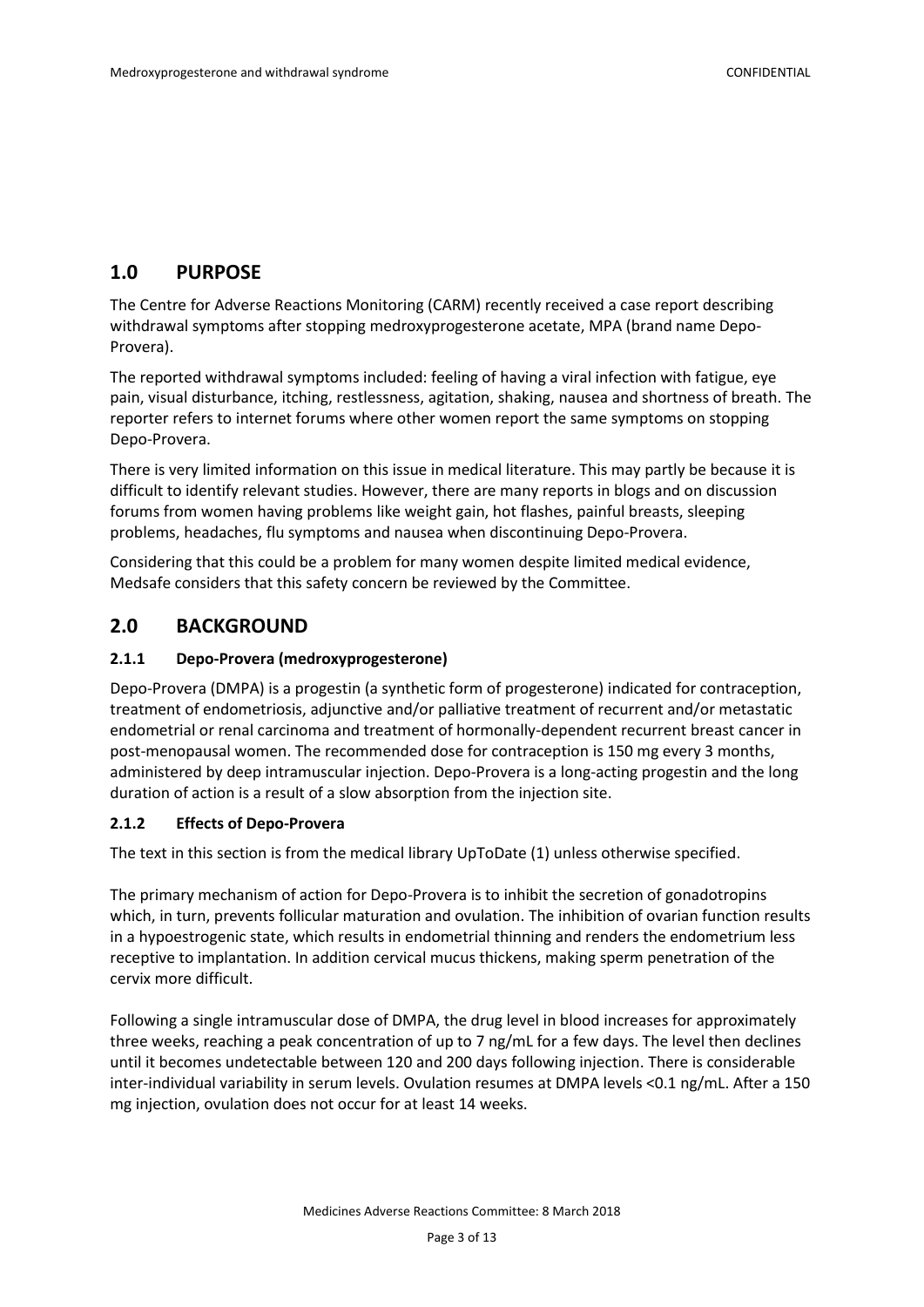## 1.0 PURPOSE

The Centre for Adverse Reactions Monitoring (CARM) recently received a case report describing withdrawal symptoms after stopping medroxyprogesterone acetate, MPA (brand name Depo-Provera).

The reported withdrawal symptoms included: feeling of having a viral infection with fatigue, eye pain, visual disturbance, itching, restlessness, agitation, shaking, nausea and shortness of breath. The reporter refers to internet forums where other women report the same symptoms on stopping Depo-Provera.

There is very limited information on this issue in medical literature. This may partly be because it is difficult to identify relevant studies. However, there are many reports in blogs and on discussion forums from women having problems like weight gain, hot flashes, painful breasts, sleeping problems, headaches, flu symptoms and nausea when discontinuing Depo-Provera.

Considering that this could be a problem for many women despite limited medical evidence, Medsafe considers that this safety concern be reviewed by the Committee.

## 2.0 BACKGROUND

### 2.1.1 Depo-Provera (medroxyprogesterone)

Depo-Provera (DMPA) is a progestin (a synthetic form of progesterone) indicated for contraception, treatment of endometriosis, adjunctive and/or palliative treatment of recurrent and/or metastatic endometrial or renal carcinoma and treatment of hormonally-dependent recurrent breast cancer in post-menopausal women. The recommended dose for contraception is 150 mg every 3 months, administered by deep intramuscular injection. Depo-Provera is a long-acting progestin and the long duration of action is a result of a slow absorption from the injection site.

### 2.1.2 Effects of Depo-Provera

The text in this section is from the medical library UpToDate (1) unless otherwise specified.

The primary mechanism of action for Depo-Provera is to inhibit the secretion of gonadotropins which, in turn, prevents follicular maturation and ovulation. The inhibition of ovarian function results in a hypoestrogenic state, which results in endometrial thinning and renders the endometrium less receptive to implantation. In addition cervical mucus thickens, making sperm penetration of the cervix more difficult.

Following a single intramuscular dose of DMPA, the drug level in blood increases for approximately three weeks, reaching a peak concentration of up to 7 ng/mL for a few days. The level then declines until it becomes undetectable between 120 and 200 days following injection. There is considerable inter-individual variability in serum levels. Ovulation resumes at DMPA levels <0.1 ng/mL. After a 150 mg injection, ovulation does not occur for at least 14 weeks.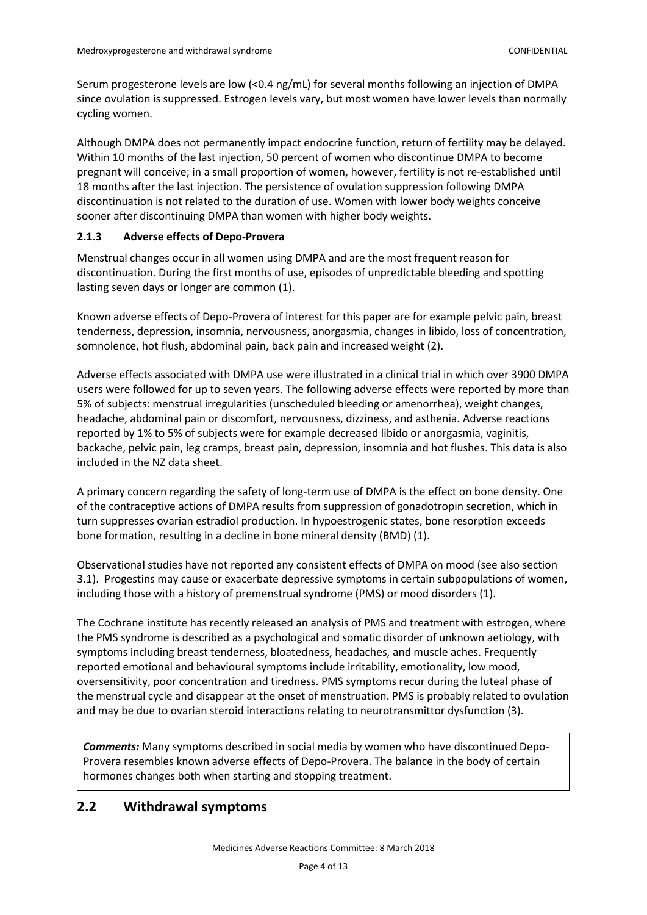Serum progesterone levels are low (<0.4 ng/mL) for several months following an injection of DMPA since ovulation is suppressed. Estrogen levels vary, but most women have lower levels than normally cycling women.

Although DMPA does not permanently impact endocrine function, return of fertility may be delayed. Within 10 months of the last injection, 50 percent of women who discontinue DMPA to become pregnant will conceive; in a small proportion of women, however, fertility is not re-established until 18 months after the last injection. The persistence of ovulation suppression following DMPA discontinuation is not related to the duration of use. Women with lower body weights conceive sooner after discontinuing DMPA than women with higher body weights.

### 2.1.3 Adverse effects of Depo-Provera

Menstrual changes occur in all women using DMPA and are the most frequent reason for discontinuation. During the first months of use, episodes of unpredictable bleeding and spotting lasting seven days or longer are common (1).

Known adverse effects of Depo-Provera of interest for this paper are for example pelvic pain, breast tenderness, depression, insomnia, nervousness, anorgasmia, changes in libido, loss of concentration, somnolence, hot flush, abdominal pain, back pain and increased weight (2).

Adverse effects associated with DMPA use were illustrated in a clinical trial in which over 3900 DMPA users were followed for up to seven years. The following adverse effects were reported by more than 5% of subjects: menstrual irregularities (unscheduled bleeding or amenorrhea), weight changes, headache, abdominal pain or discomfort, nervousness, dizziness, and asthenia. Adverse reactions reported by 1% to 5% of subjects were for example decreased libido or anorgasmia, vaginitis, backache, pelvic pain, leg cramps, breast pain, depression, insomnia and hot flushes. This data is also included in the NZ data sheet.

A primary concern regarding the safety of long-term use of DMPA is the effect on bone density. One of the contraceptive actions of DMPA results from suppression of gonadotropin secretion, which in turn suppresses ovarian estradiol production. In hypoestrogenic states, bone resorption exceeds bone formation, resulting in a decline in bone mineral density (BMD) (1).

Observational studies have not reported any consistent effects of DMPA on mood (see also section 3.1). Progestins may cause or exacerbate depressive symptoms in certain subpopulations of women, including those with a history of premenstrual syndrome (PMS) or mood disorders (1).

The Cochrane institute has recently released an analysis of PMS and treatment with estrogen, where the PMS syndrome is described as a psychological and somatic disorder of unknown aetiology, with symptoms including breast tenderness, bloatedness, headaches, and muscle aches. Frequently reported emotional and behavioural symptoms include irritability, emotionality, low mood, oversensitivity, poor concentration and tiredness. PMS symptoms recur during the luteal phase of the menstrual cycle and disappear at the onset of menstruation. PMS is probably related to ovulation and may be due to ovarian steroid interactions relating to neurotransmittor dysfunction (3).

***Comments:*** Many symptoms described in social media by women who have discontinued Depo-Provera resembles known adverse effects of Depo-Provera. The balance in the body of certain hormones changes both when starting and stopping treatment.

## 2.2 Withdrawal symptoms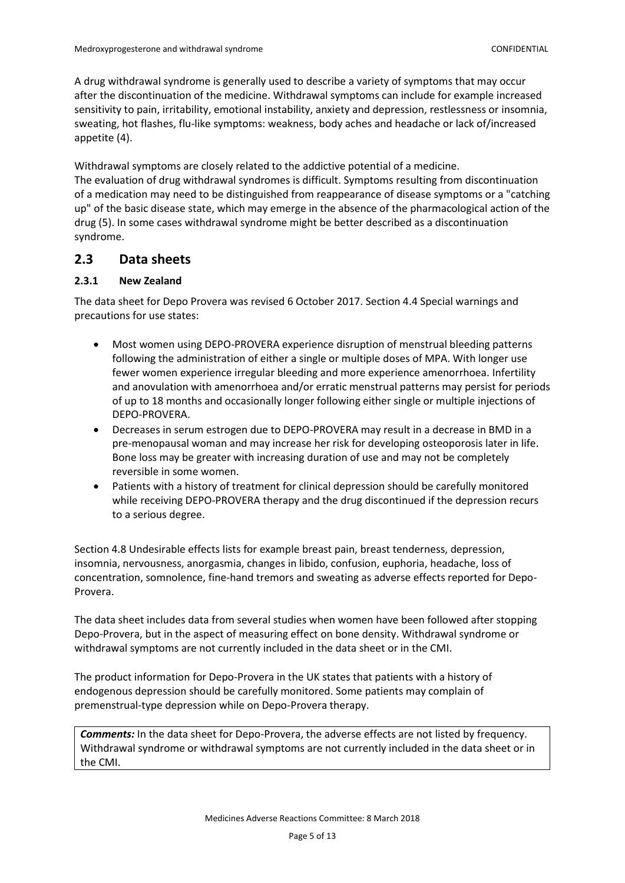A drug withdrawal syndrome is generally used to describe a variety of symptoms that may occur after the discontinuation of the medicine. Withdrawal symptoms can include for example increased sensitivity to pain, irritability, emotional instability, anxiety and depression, restlessness or insomnia, sweating, hot flashes, flu-like symptoms: weakness, body aches and headache or lack of/increased appetite (4).

Withdrawal symptoms are closely related to the addictive potential of a medicine.
The evaluation of drug withdrawal syndromes is difficult. Symptoms resulting from discontinuation of a medication may need to be distinguished from reappearance of disease symptoms or a "catching up" of the basic disease state, which may emerge in the absence of the pharmacological action of the drug (5). In some cases withdrawal syndrome might be better described as a discontinuation syndrome.

## 2.3 Data sheets

### 2.3.1 New Zealand

The data sheet for Depo Provera was revised 6 October 2017. Section 4.4 Special warnings and precautions for use states:

- Most women using DEPO-PROVERA experience disruption of menstrual bleeding patterns following the administration of either a single or multiple doses of MPA. With longer use fewer women experience irregular bleeding and more experience amenorrhoea. Infertility and anovulation with amenorrhoea and/or erratic menstrual patterns may persist for periods of up to 18 months and occasionally longer following either single or multiple injections of DEPO-PROVERA.
- Decreases in serum estrogen due to DEPO-PROVERA may result in a decrease in BMD in a pre-menopausal woman and may increase her risk for developing osteoporosis later in life. Bone loss may be greater with increasing duration of use and may not be completely reversible in some women.
- Patients with a history of treatment for clinical depression should be carefully monitored while receiving DEPO-PROVERA therapy and the drug discontinued if the depression recurs to a serious degree.

Section 4.8 Undesirable effects lists for example breast pain, breast tenderness, depression, insomnia, nervousness, anorgasmia, changes in libido, confusion, euphoria, headache, loss of concentration, somnolence, fine-hand tremors and sweating as adverse effects reported for Depo-Provera.

The data sheet includes data from several studies when women have been followed after stopping Depo-Provera, but in the aspect of measuring effect on bone density. Withdrawal syndrome or withdrawal symptoms are not currently included in the data sheet or in the CMI.

The product information for Depo-Provera in the UK states that patients with a history of endogenous depression should be carefully monitored. Some patients may complain of premenstrual-type depression while on Depo-Provera therapy.

***Comments:*** In the data sheet for Depo-Provera, the adverse effects are not listed by frequency. Withdrawal syndrome or withdrawal symptoms are not currently included in the data sheet or in the CMI.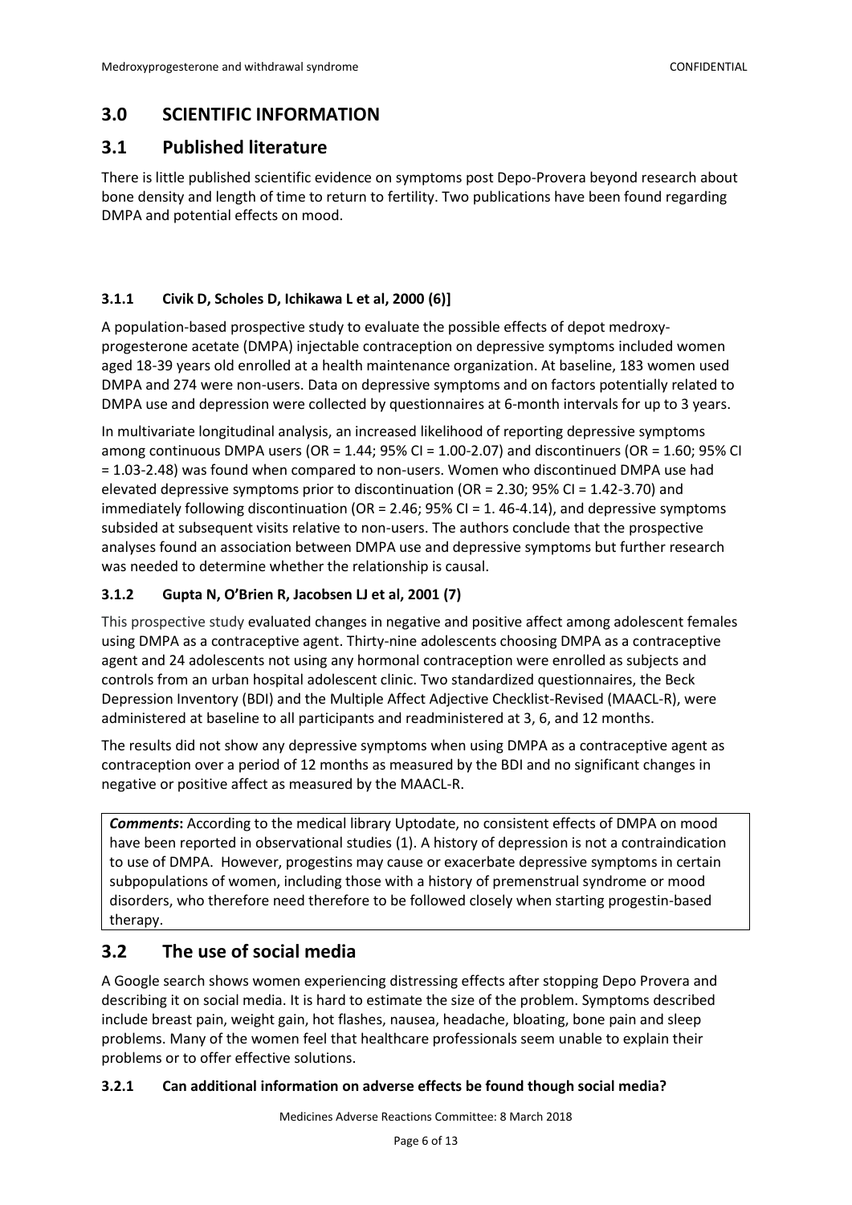## 3.0 SCIENTIFIC INFORMATION

## 3.1 Published literature

There is little published scientific evidence on symptoms post Depo-Provera beyond research about bone density and length of time to return to fertility. Two publications have been found regarding DMPA and potential effects on mood.

### 3.1.1 Civik D, Scholes D, Ichikawa L et al, 2000 (6)]

A population-based prospective study to evaluate the possible effects of depot medroxy-progesterone acetate (DMPA) injectable contraception on depressive symptoms included women aged 18-39 years old enrolled at a health maintenance organization. At baseline, 183 women used DMPA and 274 were non-users. Data on depressive symptoms and on factors potentially related to DMPA use and depression were collected by questionnaires at 6-month intervals for up to 3 years.

In multivariate longitudinal analysis, an increased likelihood of reporting depressive symptoms among continuous DMPA users (OR = 1.44; 95% CI = 1.00-2.07) and discontinuers (OR = 1.60; 95% CI = 1.03-2.48) was found when compared to non-users. Women who discontinued DMPA use had elevated depressive symptoms prior to discontinuation (OR = 2.30; 95% CI = 1.42-3.70) and immediately following discontinuation (OR = 2.46; 95% CI = 1. 46-4.14), and depressive symptoms subsided at subsequent visits relative to non-users. The authors conclude that the prospective analyses found an association between DMPA use and depressive symptoms but further research was needed to determine whether the relationship is causal.

### 3.1.2 Gupta N, O'Brien R, Jacobsen LJ et al, 2001 (7)

This prospective study evaluated changes in negative and positive affect among adolescent females using DMPA as a contraceptive agent. Thirty-nine adolescents choosing DMPA as a contraceptive agent and 24 adolescents not using any hormonal contraception were enrolled as subjects and controls from an urban hospital adolescent clinic. Two standardized questionnaires, the Beck Depression Inventory (BDI) and the Multiple Affect Adjective Checklist-Revised (MAACL-R), were administered at baseline to all participants and readministered at 3, 6, and 12 months.

The results did not show any depressive symptoms when using DMPA as a contraceptive agent as contraception over a period of 12 months as measured by the BDI and no significant changes in negative or positive affect as measured by the MAACL-R.

> ***Comments*:** According to the medical library Uptodate, no consistent effects of DMPA on mood have been reported in observational studies (1). A history of depression is not a contraindication to use of DMPA. However, progestins may cause or exacerbate depressive symptoms in certain subpopulations of women, including those with a history of premenstrual syndrome or mood disorders, who therefore need therefore to be followed closely when starting progestin-based therapy.

## 3.2 The use of social media

A Google search shows women experiencing distressing effects after stopping Depo Provera and describing it on social media. It is hard to estimate the size of the problem. Symptoms described include breast pain, weight gain, hot flashes, nausea, headache, bloating, bone pain and sleep problems. Many of the women feel that healthcare professionals seem unable to explain their problems or to offer effective solutions.

### 3.2.1 Can additional information on adverse effects be found though social media?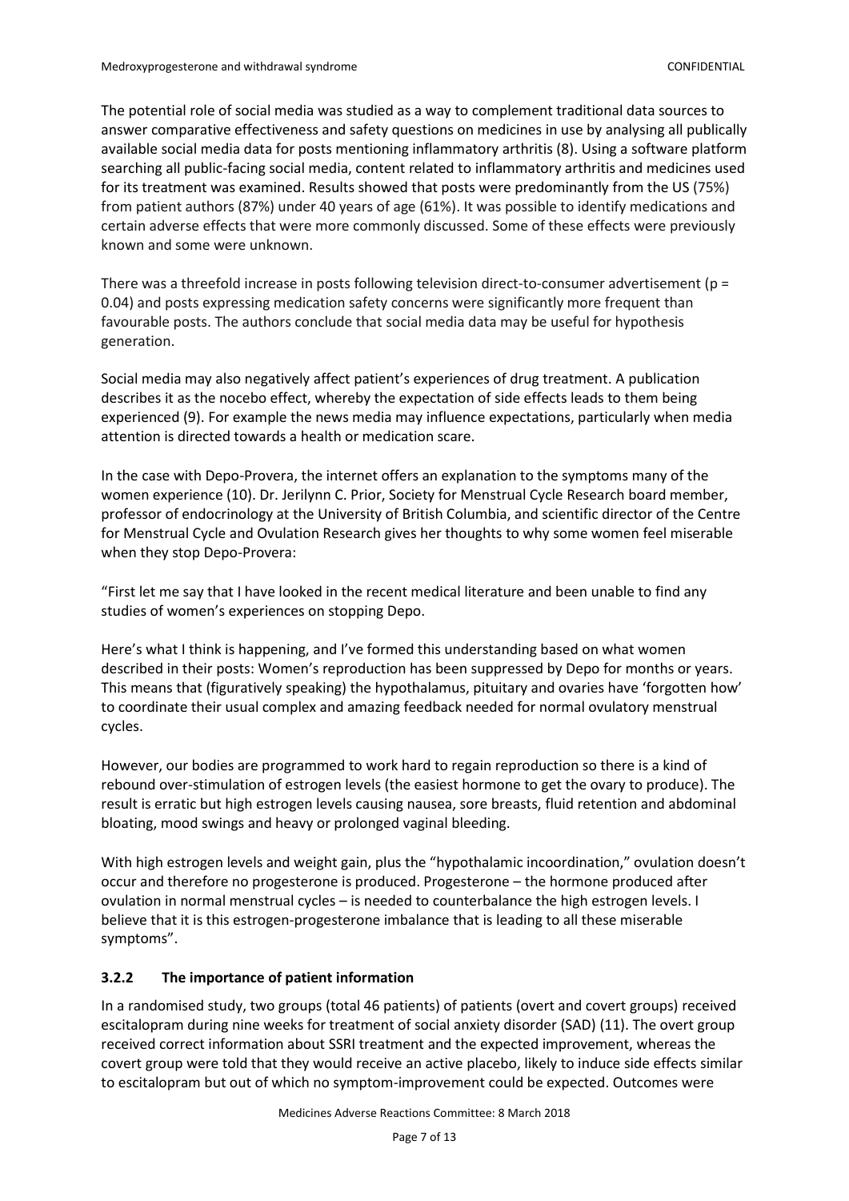The potential role of social media was studied as a way to complement traditional data sources to answer comparative effectiveness and safety questions on medicines in use by analysing all publically available social media data for posts mentioning inflammatory arthritis (8). Using a software platform searching all public-facing social media, content related to inflammatory arthritis and medicines used for its treatment was examined. Results showed that posts were predominantly from the US (75%) from patient authors (87%) under 40 years of age (61%). It was possible to identify medications and certain adverse effects that were more commonly discussed. Some of these effects were previously known and some were unknown.

There was a threefold increase in posts following television direct-to-consumer advertisement ($p = 0.04$) and posts expressing medication safety concerns were significantly more frequent than favourable posts. The authors conclude that social media data may be useful for hypothesis generation.

Social media may also negatively affect patient's experiences of drug treatment. A publication describes it as the nocebo effect, whereby the expectation of side effects leads to them being experienced (9). For example the news media may influence expectations, particularly when media attention is directed towards a health or medication scare.

In the case with Depo-Provera, the internet offers an explanation to the symptoms many of the women experience (10). Dr. Jerilynn C. Prior, Society for Menstrual Cycle Research board member, professor of endocrinology at the University of British Columbia, and scientific director of the Centre for Menstrual Cycle and Ovulation Research gives her thoughts to why some women feel miserable when they stop Depo-Provera:

"First let me say that I have looked in the recent medical literature and been unable to find any studies of women's experiences on stopping Depo.

Here's what I think is happening, and I've formed this understanding based on what women described in their posts: Women's reproduction has been suppressed by Depo for months or years. This means that (figuratively speaking) the hypothalamus, pituitary and ovaries have 'forgotten how' to coordinate their usual complex and amazing feedback needed for normal ovulatory menstrual cycles.

However, our bodies are programmed to work hard to regain reproduction so there is a kind of rebound over-stimulation of estrogen levels (the easiest hormone to get the ovary to produce). The result is erratic but high estrogen levels causing nausea, sore breasts, fluid retention and abdominal bloating, mood swings and heavy or prolonged vaginal bleeding.

With high estrogen levels and weight gain, plus the "hypothalamic incoordination," ovulation doesn't occur and therefore no progesterone is produced. Progesterone – the hormone produced after ovulation in normal menstrual cycles – is needed to counterbalance the high estrogen levels. I believe that it is this estrogen-progesterone imbalance that is leading to all these miserable symptoms".

### 3.2.2 The importance of patient information

In a randomised study, two groups (total 46 patients) of patients (overt and covert groups) received escitalopram during nine weeks for treatment of social anxiety disorder (SAD) (11). The overt group received correct information about SSRI treatment and the expected improvement, whereas the covert group were told that they would receive an active placebo, likely to induce side effects similar to escitalopram but out of which no symptom-improvement could be expected. Outcomes were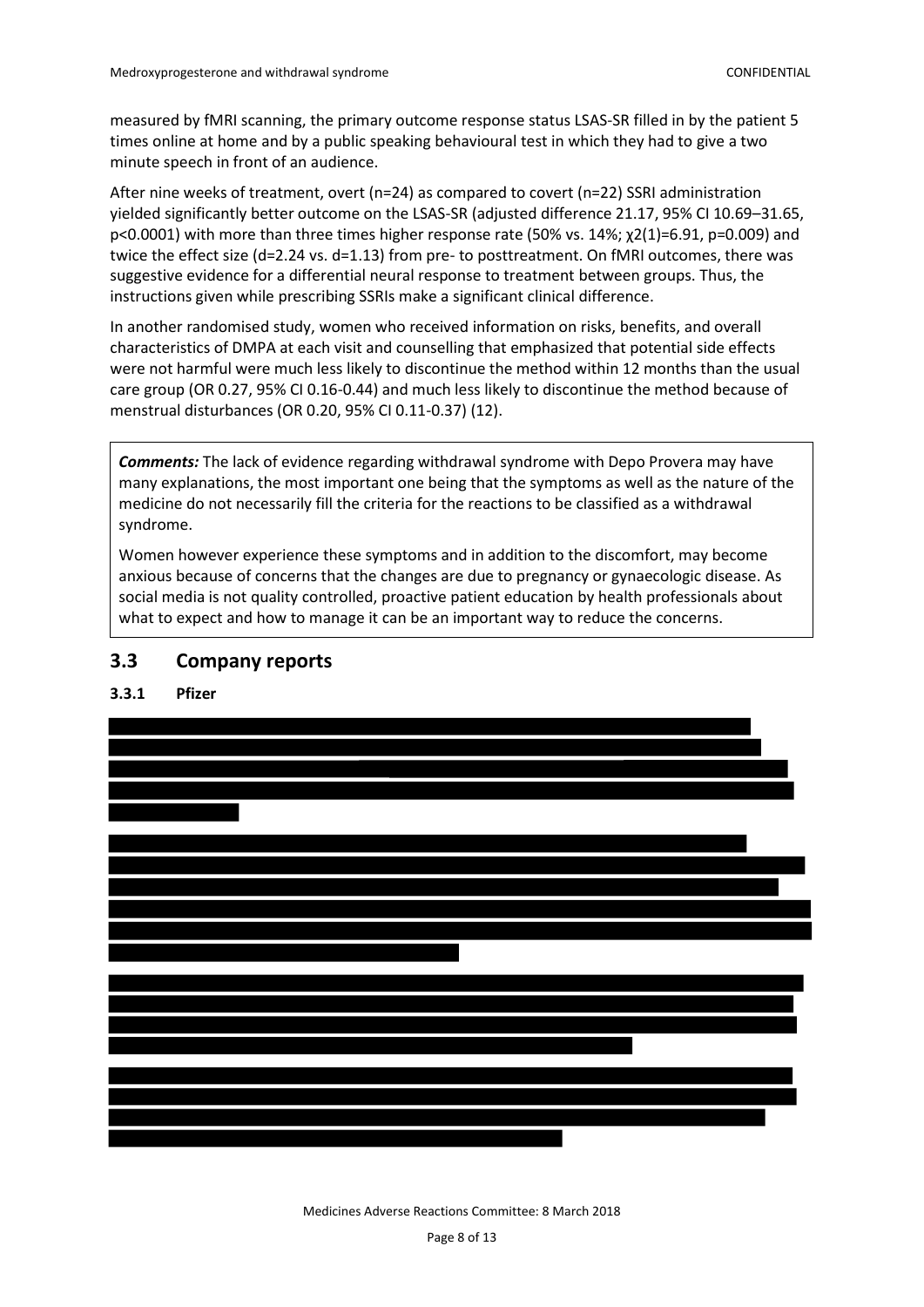measured by fMRI scanning, the primary outcome response status LSAS-SR filled in by the patient 5 times online at home and by a public speaking behavioural test in which they had to give a two minute speech in front of an audience.

After nine weeks of treatment, overt (n=24) as compared to covert (n=22) SSRI administration yielded significantly better outcome on the LSAS-SR (adjusted difference 21.17, 95% CI 10.69–31.65, $p<0.0001$) with more than three times higher response rate (50% vs. 14%; $\chi^2(1)=6.91$, $p=0.009$) and twice the effect size ($d=2.24$ vs. $d=1.13$) from pre- to posttreatment. On fMRI outcomes, there was suggestive evidence for a differential neural response to treatment between groups. Thus, the instructions given while prescribing SSRIs make a significant clinical difference.

In another randomised study, women who received information on risks, benefits, and overall characteristics of DMPA at each visit and counselling that emphasized that potential side effects were not harmful were much less likely to discontinue the method within 12 months than the usual care group (OR 0.27, 95% CI 0.16-0.44) and much less likely to discontinue the method because of menstrual disturbances (OR 0.20, 95% CI 0.11-0.37) (12).

***Comments:*** The lack of evidence regarding withdrawal syndrome with Depo Provera may have many explanations, the most important one being that the symptoms as well as the nature of the medicine do not necessarily fill the criteria for the reactions to be classified as a withdrawal syndrome.

Women however experience these symptoms and in addition to the discomfort, may become anxious because of concerns that the changes are due to pregnancy or gynaecologic disease. As social media is not quality controlled, proactive patient education by health professionals about what to expect and how to manage it can be an important way to reduce the concerns.

## 3.3 Company reports

### 3.3.1 Pfizer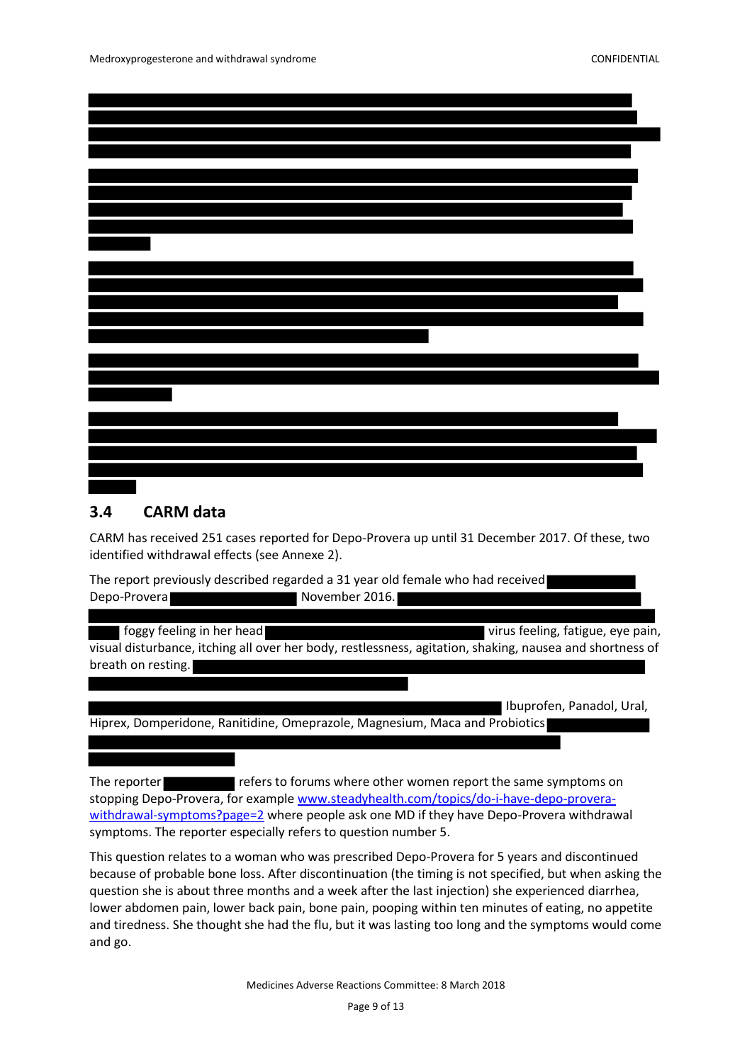## 3.4 CARM data

CARM has received 251 cases reported for Depo-Provera up until 31 December 2017. Of these, two identified withdrawal effects (see Annexe 2).

The report previously described regarded a 31 year old female who had received Depo-Provera November 2016.

foggy feeling in her head virus feeling, fatigue, eye pain, visual disturbance, itching all over her body, restlessness, agitation, shaking, nausea and shortness of breath on resting.

Ibuprofen, Panadol, Ural, Hiprex, Domperidone, Ranitidine, Omeprazole, Magnesium, Maca and Probiotics

The reporter refers to forums where other women report the same symptoms on stopping Depo-Provera, for example [www.steadyhealth.com/topics/do-i-have-depo-provera-withdrawal-symptoms?page=2](www.steadyhealth.com/topics/do-i-have-depo-provera-withdrawal-symptoms?page=2) where people ask one MD if they have Depo-Provera withdrawal symptoms. The reporter especially refers to question number 5.

This question relates to a woman who was prescribed Depo-Provera for 5 years and discontinued because of probable bone loss. After discontinuation (the timing is not specified, but when asking the question she is about three months and a week after the last injection) she experienced diarrhea, lower abdomen pain, lower back pain, bone pain, pooping within ten minutes of eating, no appetite and tiredness. She thought she had the flu, but it was lasting too long and the symptoms would come and go.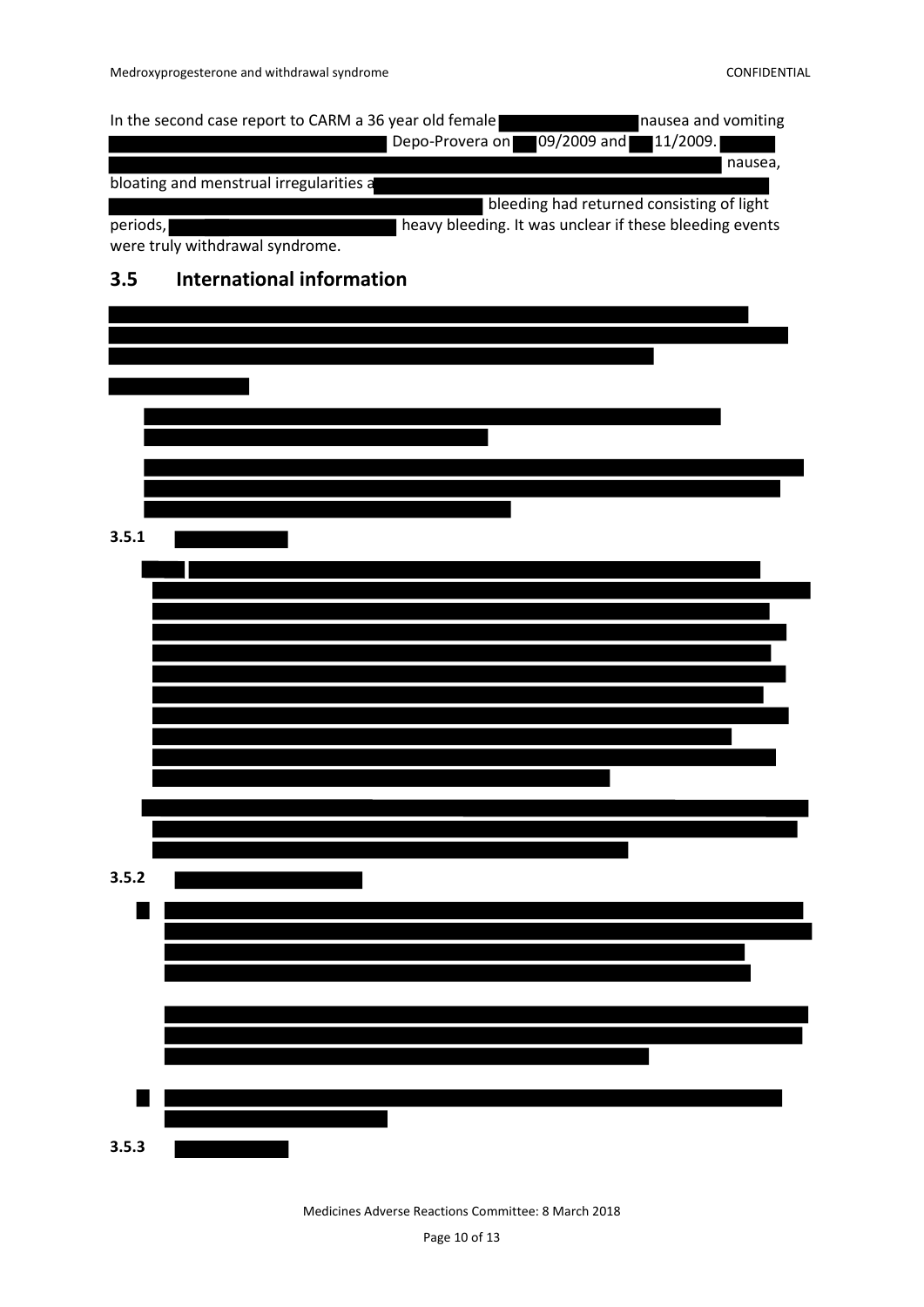In the second case report to CARM a 36 year old female nausea and vomiting Depo-Provera on 09/2009 and 11/2009. nausea, bloating and menstrual irregularities a bleeding had returned consisting of light periods, heavy bleeding. It was unclear if these bleeding events were truly withdrawal syndrome.

## 3.5 International information

### 3.5.1

### 3.5.2

### 3.5.3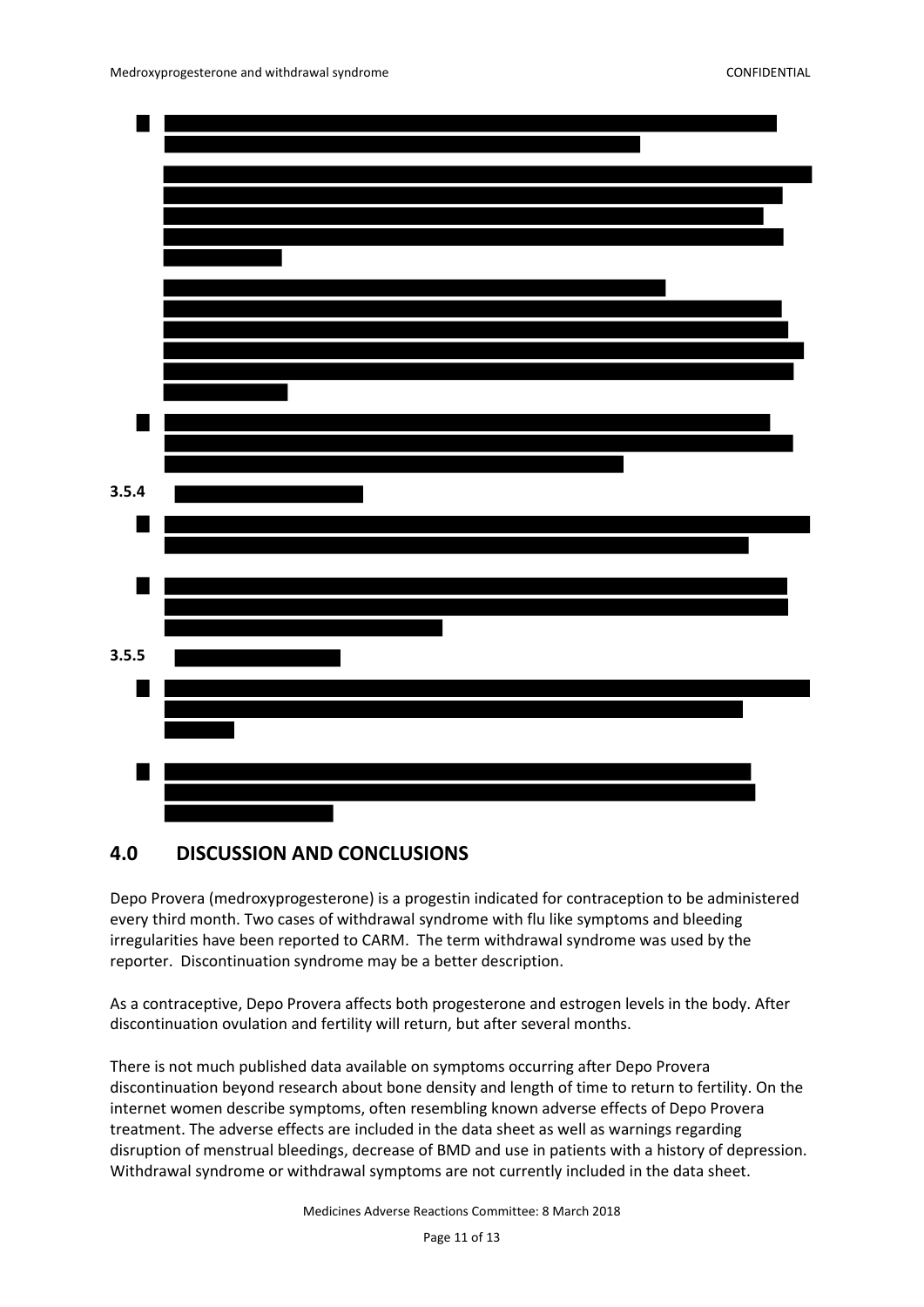3.5.4

3.5.5

## 4.0 DISCUSSION AND CONCLUSIONS

Depo Provera (medroxyprogesterone) is a progestin indicated for contraception to be administered every third month. Two cases of withdrawal syndrome with flu like symptoms and bleeding irregularities have been reported to CARM. The term withdrawal syndrome was used by the reporter. Discontinuation syndrome may be a better description.

As a contraceptive, Depo Provera affects both progesterone and estrogen levels in the body. After discontinuation ovulation and fertility will return, but after several months.

There is not much published data available on symptoms occurring after Depo Provera discontinuation beyond research about bone density and length of time to return to fertility. On the internet women describe symptoms, often resembling known adverse effects of Depo Provera treatment. The adverse effects are included in the data sheet as well as warnings regarding disruption of menstrual bleedings, decrease of BMD and use in patients with a history of depression. Withdrawal syndrome or withdrawal symptoms are not currently included in the data sheet.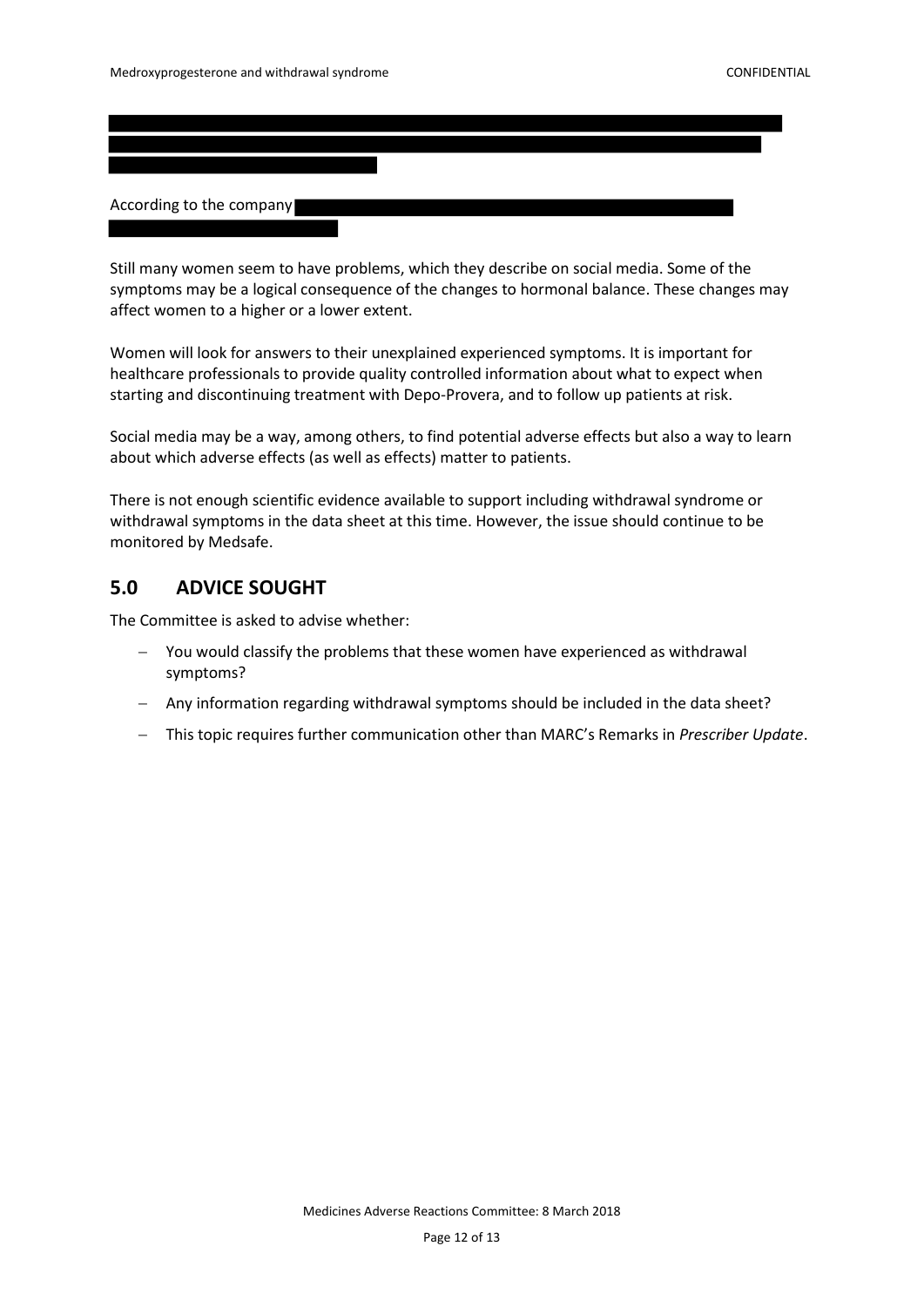According to the company

Still many women seem to have problems, which they describe on social media. Some of the symptoms may be a logical consequence of the changes to hormonal balance. These changes may affect women to a higher or a lower extent.

Women will look for answers to their unexplained experienced symptoms. It is important for healthcare professionals to provide quality controlled information about what to expect when starting and discontinuing treatment with Depo-Provera, and to follow up patients at risk.

Social media may be a way, among others, to find potential adverse effects but also a way to learn about which adverse effects (as well as effects) matter to patients.

There is not enough scientific evidence available to support including withdrawal syndrome or withdrawal symptoms in the data sheet at this time. However, the issue should continue to be monitored by Medsafe.

## 5.0 ADVICE SOUGHT

The Committee is asked to advise whether:

- You would classify the problems that these women have experienced as withdrawal symptoms?
- Any information regarding withdrawal symptoms should be included in the data sheet?
- This topic requires further communication other than MARC's Remarks in *Prescriber Update*.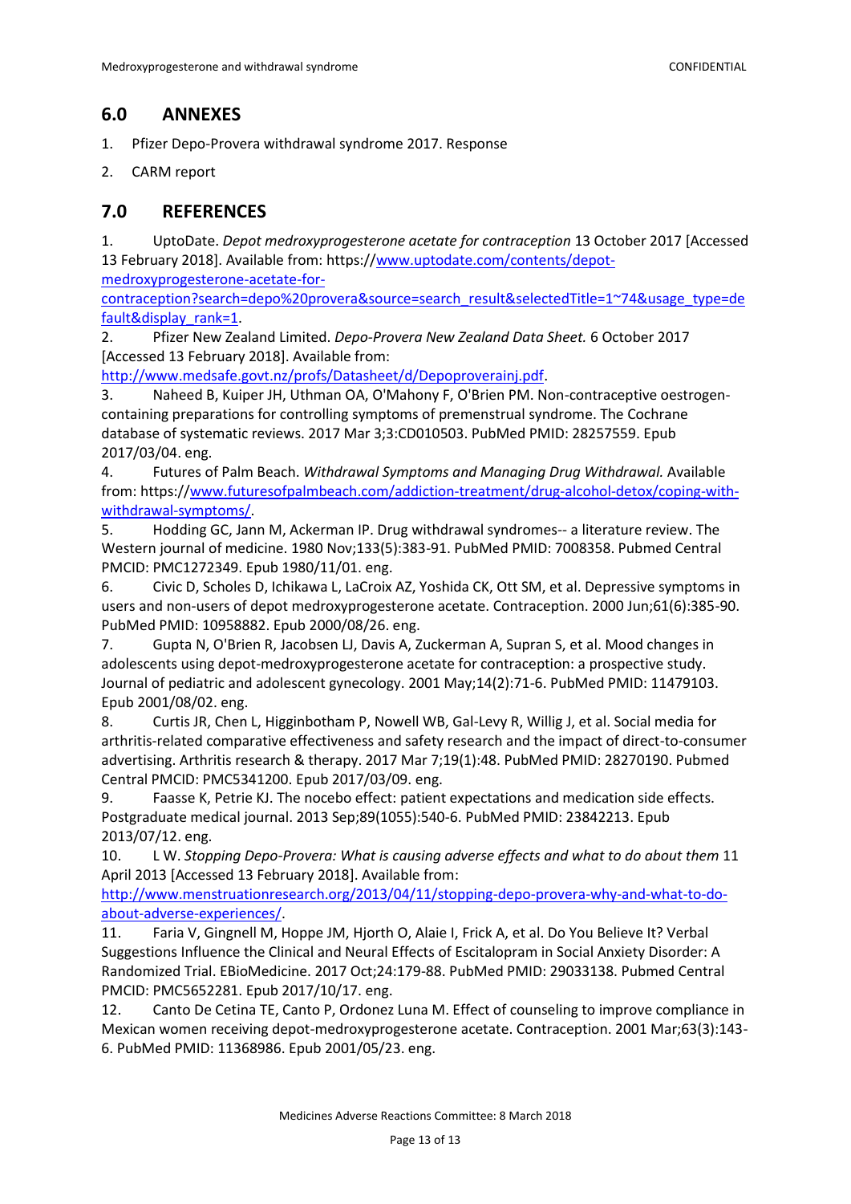## 6.0 ANNEXES

1. Pfizer Depo-Provera withdrawal syndrome 2017. Response
2. CARM report

## 7.0 REFERENCES

1. UptoDate. *Depot medroxyprogesterone acetate for contraception* 13 October 2017 [Accessed 13 February 2018]. Available from: https://www.uptodate.com/contents/depot-medroxyprogesterone-acetate-for-contraception?search=depo%20provera&source=search_result&selectedTitle=1~74&usage_type=default&display_rank=1.
2. Pfizer New Zealand Limited. *Depo-Provera New Zealand Data Sheet.* 6 October 2017 [Accessed 13 February 2018]. Available from: http://www.medsafe.govt.nz/profs/Datasheet/d/Depoproverainj.pdf.
3. Naheed B, Kuiper JH, Uthman OA, O'Mahony F, O'Brien PM. Non-contraceptive oestrogen-containing preparations for controlling symptoms of premenstrual syndrome. The Cochrane database of systematic reviews. 2017 Mar 3;3:CD010503. PubMed PMID: 28257559. Epub 2017/03/04. eng.
4. Futures of Palm Beach. *Withdrawal Symptoms and Managing Drug Withdrawal.* Available from: https://www.futuresofpalmbeach.com/addiction-treatment/drug-alcohol-detox/coping-with-withdrawal-symptoms/.
5. Hodding GC, Jann M, Ackerman IP. Drug withdrawal syndromes-- a literature review. The Western journal of medicine. 1980 Nov;133(5):383-91. PubMed PMID: 7008358. Pubmed Central PMCID: PMC1272349. Epub 1980/11/01. eng.
6. Civic D, Scholes D, Ichikawa L, LaCroix AZ, Yoshida CK, Ott SM, et al. Depressive symptoms in users and non-users of depot medroxyprogesterone acetate. Contraception. 2000 Jun;61(6):385-90. PubMed PMID: 10958882. Epub 2000/08/26. eng.
7. Gupta N, O'Brien R, Jacobsen LJ, Davis A, Zuckerman A, Supran S, et al. Mood changes in adolescents using depot-medroxyprogesterone acetate for contraception: a prospective study. Journal of pediatric and adolescent gynecology. 2001 May;14(2):71-6. PubMed PMID: 11479103. Epub 2001/08/02. eng.
8. Curtis JR, Chen L, Higginbotham P, Nowell WB, Gal-Levy R, Willig J, et al. Social media for arthritis-related comparative effectiveness and safety research and the impact of direct-to-consumer advertising. Arthritis research & therapy. 2017 Mar 7;19(1):48. PubMed PMID: 28270190. Pubmed Central PMCID: PMC5341200. Epub 2017/03/09. eng.
9. Faasse K, Petrie KJ. The nocebo effect: patient expectations and medication side effects. Postgraduate medical journal. 2013 Sep;89(1055):540-6. PubMed PMID: 23842213. Epub 2013/07/12. eng.
10. L W. *Stopping Depo-Provera: What is causing adverse effects and what to do about them* 11 April 2013 [Accessed 13 February 2018]. Available from: http://www.menstruationresearch.org/2013/04/11/stopping-depo-provera-why-and-what-to-do-about-adverse-experiences/.
11. Faria V, Gingnell M, Hoppe JM, Hjorth O, Alaie I, Frick A, et al. Do You Believe It? Verbal Suggestions Influence the Clinical and Neural Effects of Escitalopram in Social Anxiety Disorder: A Randomized Trial. EBioMedicine. 2017 Oct;24:179-88. PubMed PMID: 29033138. Pubmed Central PMCID: PMC5652281. Epub 2017/10/17. eng.
12. Canto De Cetina TE, Canto P, Ordonez Luna M. Effect of counseling to improve compliance in Mexican women receiving depot-medroxyprogesterone acetate. Contraception. 2001 Mar;63(3):143-6. PubMed PMID: 11368986. Epub 2001/05/23. eng.